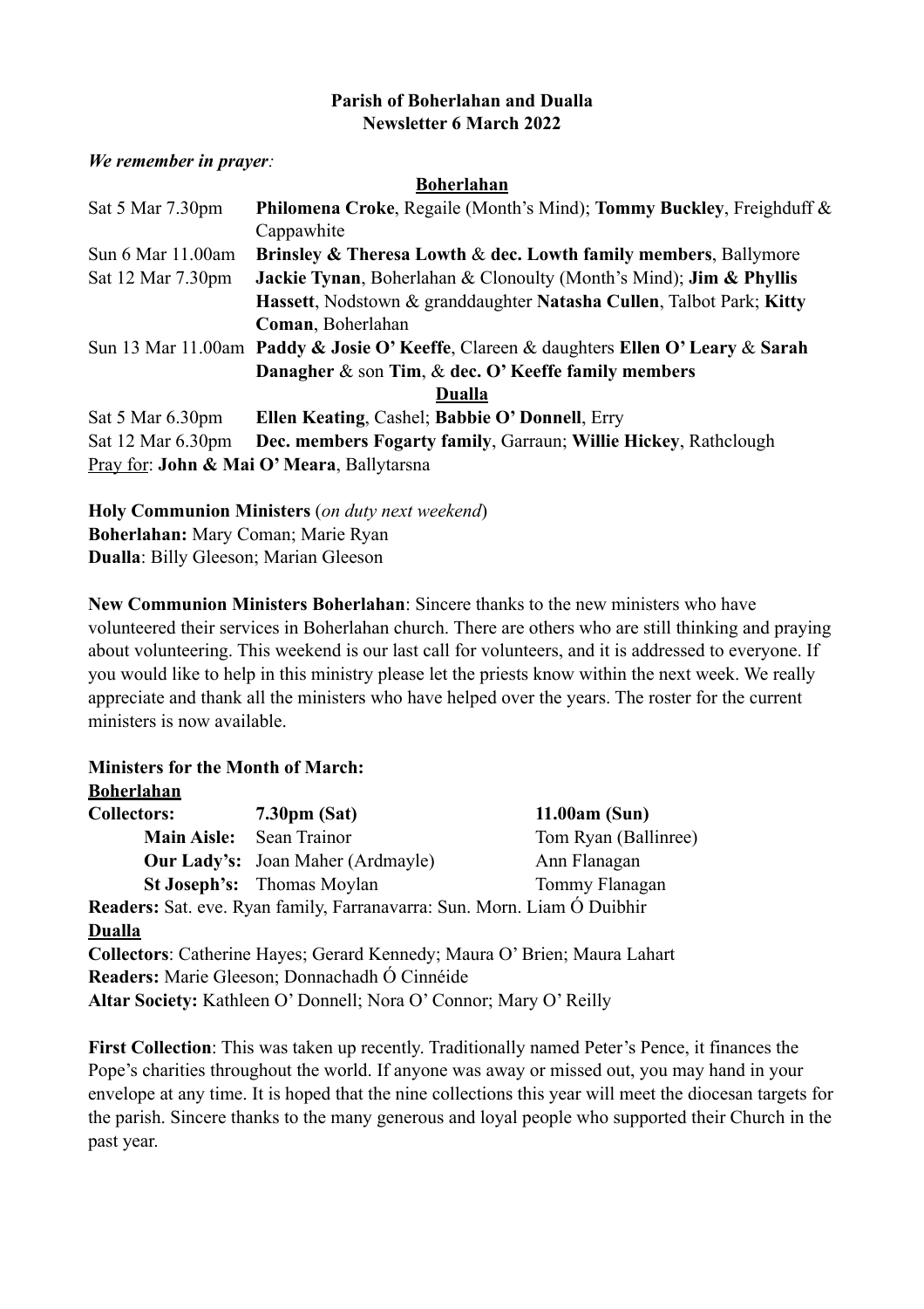**Parish of Boherlahan and Dualla**
**Newsletter 6 March 2022**

***We remember in prayer:***

**Boherlahan**

| | |
|---|---|
| Sat 5 Mar 7.30pm | **Philomena Croke**, Regaile (Month's Mind); **Tommy Buckley**, Freighduff & Cappawhite |
| Sun 6 Mar 11.00am | **Brinsley & Theresa Lowth** & **dec. Lowth family members**, Ballymore |
| Sat 12 Mar 7.30pm | **Jackie Tynan**, Boherlahan & Clonoulty (Month's Mind); **Jim & Phyllis Hassett**, Nodstown & granddaughter **Natasha Cullen**, Talbot Park; **Kitty Coman**, Boherlahan |
| Sun 13 Mar 11.00am | **Paddy & Josie O' Keeffe**, Clareen & daughters **Ellen O' Leary** & **Sarah Danagher** & son **Tim**, & **dec. O' Keeffe family members** |

**Dualla**

| | |
|---|---|
| Sat 5 Mar 6.30pm | **Ellen Keating**, Cashel; **Babbie O' Donnell**, Erry |
| Sat 12 Mar 6.30pm | **Dec. members Fogarty family**, Garraun; **Willie Hickey**, Rathclough |

Pray for: **John & Mai O' Meara**, Ballytarsna

**Holy Communion Ministers** (*on duty next weekend*)
**Boherlahan:** Mary Coman; Marie Ryan
**Dualla**: Billy Gleeson; Marian Gleeson

**New Communion Ministers Boherlahan**: Sincere thanks to the new ministers who have volunteered their services in Boherlahan church. There are others who are still thinking and praying about volunteering. This weekend is our last call for volunteers, and it is addressed to everyone. If you would like to help in this ministry please let the priests know within the next week. We really appreciate and thank all the ministers who have helped over the years. The roster for the current ministers is now available.

**Ministers for the Month of March:**

**Boherlahan**

| **Collectors:** | **7.30pm (Sat)** | **11.00am (Sun)** |
|---|---|---|
| **Main Aisle:** | Sean Trainor | Tom Ryan (Ballinree) |
| **Our Lady's:** | Joan Maher (Ardmayle) | Ann Flanagan |
| **St Joseph's:** | Thomas Moylan | Tommy Flanagan |

**Readers:** Sat. eve. Ryan family, Farranavarra: Sun. Morn. Liam Ó Duibhir

**Dualla**

**Collectors**: Catherine Hayes; Gerard Kennedy; Maura O' Brien; Maura Lahart
**Readers:** Marie Gleeson; Donnachadh Ó Cinnéide
**Altar Society:** Kathleen O' Donnell; Nora O' Connor; Mary O' Reilly

**First Collection**: This was taken up recently. Traditionally named Peter's Pence, it finances the Pope's charities throughout the world. If anyone was away or missed out, you may hand in your envelope at any time. It is hoped that the nine collections this year will meet the diocesan targets for the parish. Sincere thanks to the many generous and loyal people who supported their Church in the past year.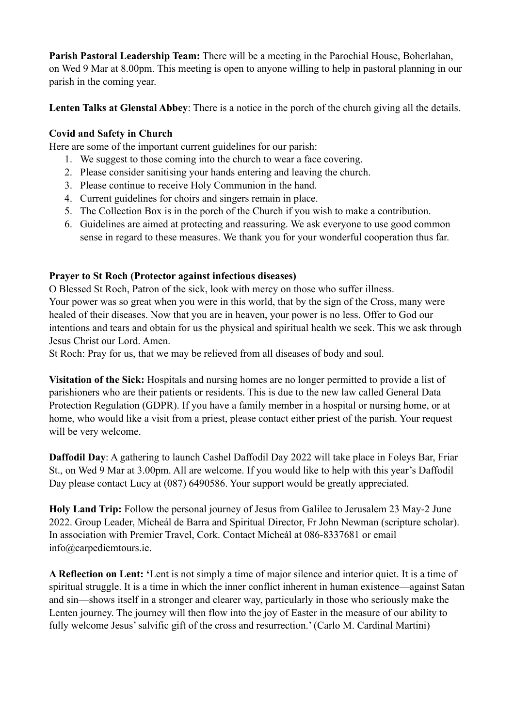**Parish Pastoral Leadership Team:** There will be a meeting in the Parochial House, Boherlahan, on Wed 9 Mar at 8.00pm. This meeting is open to anyone willing to help in pastoral planning in our parish in the coming year.

**Lenten Talks at Glenstal Abbey**: There is a notice in the porch of the church giving all the details.

**Covid and Safety in Church**

Here are some of the important current guidelines for our parish:

1. We suggest to those coming into the church to wear a face covering.
2. Please consider sanitising your hands entering and leaving the church.
3. Please continue to receive Holy Communion in the hand.
4. Current guidelines for choirs and singers remain in place.
5. The Collection Box is in the porch of the Church if you wish to make a contribution.
6. Guidelines are aimed at protecting and reassuring. We ask everyone to use good common sense in regard to these measures. We thank you for your wonderful cooperation thus far.

**Prayer to St Roch (Protector against infectious diseases)**

O Blessed St Roch, Patron of the sick, look with mercy on those who suffer illness.
Your power was so great when you were in this world, that by the sign of the Cross, many were healed of their diseases. Now that you are in heaven, your power is no less. Offer to God our intentions and tears and obtain for us the physical and spiritual health we seek. This we ask through Jesus Christ our Lord. Amen.
St Roch: Pray for us, that we may be relieved from all diseases of body and soul.

**Visitation of the Sick:** Hospitals and nursing homes are no longer permitted to provide a list of parishioners who are their patients or residents. This is due to the new law called General Data Protection Regulation (GDPR). If you have a family member in a hospital or nursing home, or at home, who would like a visit from a priest, please contact either priest of the parish. Your request will be very welcome.

**Daffodil Day**: A gathering to launch Cashel Daffodil Day 2022 will take place in Foleys Bar, Friar St., on Wed 9 Mar at 3.00pm. All are welcome. If you would like to help with this year's Daffodil Day please contact Lucy at (087) 6490586. Your support would be greatly appreciated.

**Holy Land Trip:** Follow the personal journey of Jesus from Galilee to Jerusalem 23 May-2 June 2022. Group Leader, Mícheál de Barra and Spiritual Director, Fr John Newman (scripture scholar). In association with Premier Travel, Cork. Contact Mícheál at 086-8337681 or email info@carpediemtours.ie.

**A Reflection on Lent: '**Lent is not simply a time of major silence and interior quiet. It is a time of spiritual struggle. It is a time in which the inner conflict inherent in human existence—against Satan and sin—shows itself in a stronger and clearer way, particularly in those who seriously make the Lenten journey. The journey will then flow into the joy of Easter in the measure of our ability to fully welcome Jesus' salvific gift of the cross and resurrection.' (Carlo M. Cardinal Martini)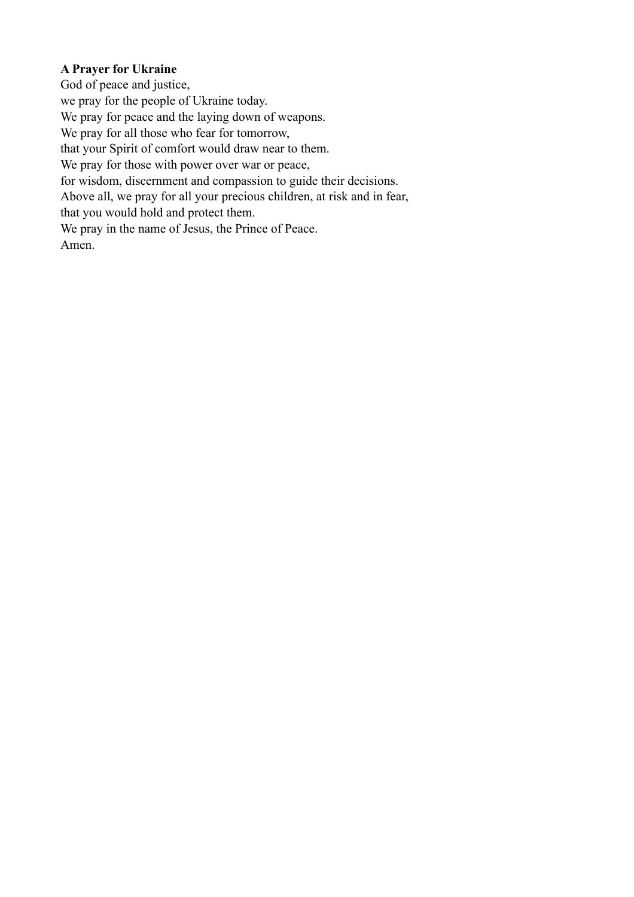**A Prayer for Ukraine**

God of peace and justice,
we pray for the people of Ukraine today.
We pray for peace and the laying down of weapons.
We pray for all those who fear for tomorrow,
that your Spirit of comfort would draw near to them.
We pray for those with power over war or peace,
for wisdom, discernment and compassion to guide their decisions.
Above all, we pray for all your precious children, at risk and in fear,
that you would hold and protect them.
We pray in the name of Jesus, the Prince of Peace.
Amen.